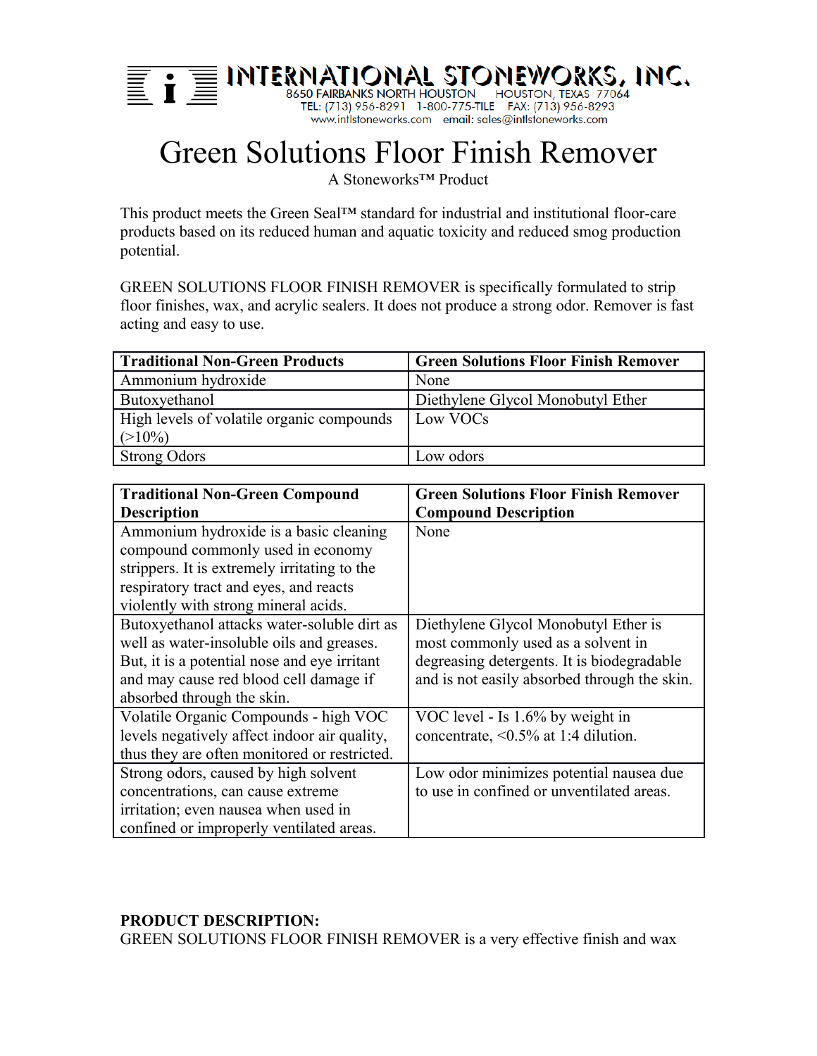**INTERNATIONAL STONEWORKS, INC.**
8650 FAIRBANKS NORTH HOUSTON HOUSTON, TEXAS 77064
TEL: (713) 956-8291 1-800-775-TILE FAX: (713) 956-8293
www.intlstoneworks.com email: sales@intlstoneworks.com

# Green Solutions Floor Finish Remover

A Stoneworks™ Product

This product meets the Green Seal™ standard for industrial and institutional floor-care products based on its reduced human and aquatic toxicity and reduced smog production potential.

GREEN SOLUTIONS FLOOR FINISH REMOVER is specifically formulated to strip floor finishes, wax, and acrylic sealers. It does not produce a strong odor. Remover is fast acting and easy to use.

| Traditional Non-Green Products | Green Solutions Floor Finish Remover |
|---|---|
| Ammonium hydroxide | None |
| Butoxyethanol | Diethylene Glycol Monobutyl Ether |
| High levels of volatile organic compounds (>10%) | Low VOCs |
| Strong Odors | Low odors |

| Traditional Non-Green Compound Description | Green Solutions Floor Finish Remover Compound Description |
|---|---|
| Ammonium hydroxide is a basic cleaning compound commonly used in economy strippers. It is extremely irritating to the respiratory tract and eyes, and reacts violently with strong mineral acids. | None |
| Butoxyethanol attacks water-soluble dirt as well as water-insoluble oils and greases. But, it is a potential nose and eye irritant and may cause red blood cell damage if absorbed through the skin. | Diethylene Glycol Monobutyl Ether is most commonly used as a solvent in degreasing detergents. It is biodegradable and is not easily absorbed through the skin. |
| Volatile Organic Compounds - high VOC levels negatively affect indoor air quality, thus they are often monitored or restricted. | VOC level - Is 1.6% by weight in concentrate, <0.5% at 1:4 dilution. |
| Strong odors, caused by high solvent concentrations, can cause extreme irritation; even nausea when used in confined or improperly ventilated areas. | Low odor minimizes potential nausea due to use in confined or unventilated areas. |

**PRODUCT DESCRIPTION:**
GREEN SOLUTIONS FLOOR FINISH REMOVER is a very effective finish and wax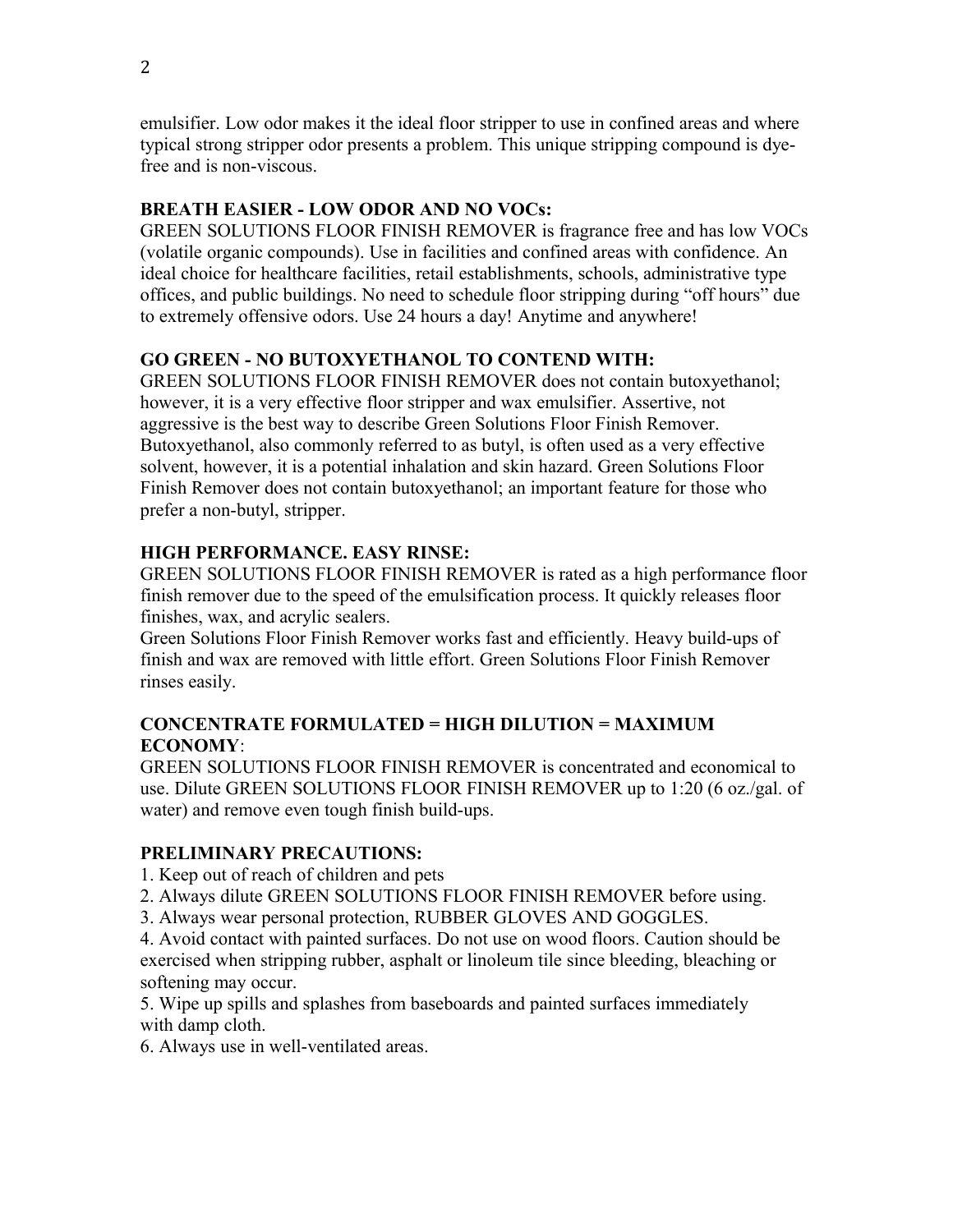emulsifier. Low odor makes it the ideal floor stripper to use in confined areas and where typical strong stripper odor presents a problem. This unique stripping compound is dye-free and is non-viscous.

**BREATH EASIER - LOW ODOR AND NO VOCs:**

GREEN SOLUTIONS FLOOR FINISH REMOVER is fragrance free and has low VOCs (volatile organic compounds). Use in facilities and confined areas with confidence. An ideal choice for healthcare facilities, retail establishments, schools, administrative type offices, and public buildings. No need to schedule floor stripping during "off hours" due to extremely offensive odors. Use 24 hours a day! Anytime and anywhere!

**GO GREEN - NO BUTOXYETHANOL TO CONTEND WITH:**

GREEN SOLUTIONS FLOOR FINISH REMOVER does not contain butoxyethanol; however, it is a very effective floor stripper and wax emulsifier. Assertive, not aggressive is the best way to describe Green Solutions Floor Finish Remover. Butoxyethanol, also commonly referred to as butyl, is often used as a very effective solvent, however, it is a potential inhalation and skin hazard. Green Solutions Floor Finish Remover does not contain butoxyethanol; an important feature for those who prefer a non-butyl, stripper.

**HIGH PERFORMANCE. EASY RINSE:**

GREEN SOLUTIONS FLOOR FINISH REMOVER is rated as a high performance floor finish remover due to the speed of the emulsification process. It quickly releases floor finishes, wax, and acrylic sealers.

Green Solutions Floor Finish Remover works fast and efficiently. Heavy build-ups of finish and wax are removed with little effort. Green Solutions Floor Finish Remover rinses easily.

**CONCENTRATE FORMULATED = HIGH DILUTION = MAXIMUM ECONOMY**:

GREEN SOLUTIONS FLOOR FINISH REMOVER is concentrated and economical to use. Dilute GREEN SOLUTIONS FLOOR FINISH REMOVER up to 1:20 (6 oz./gal. of water) and remove even tough finish build-ups.

**PRELIMINARY PRECAUTIONS:**

1. Keep out of reach of children and pets
2. Always dilute GREEN SOLUTIONS FLOOR FINISH REMOVER before using.
3. Always wear personal protection, RUBBER GLOVES AND GOGGLES.
4. Avoid contact with painted surfaces. Do not use on wood floors. Caution should be exercised when stripping rubber, asphalt or linoleum tile since bleeding, bleaching or softening may occur.
5. Wipe up spills and splashes from baseboards and painted surfaces immediately with damp cloth.
6. Always use in well-ventilated areas.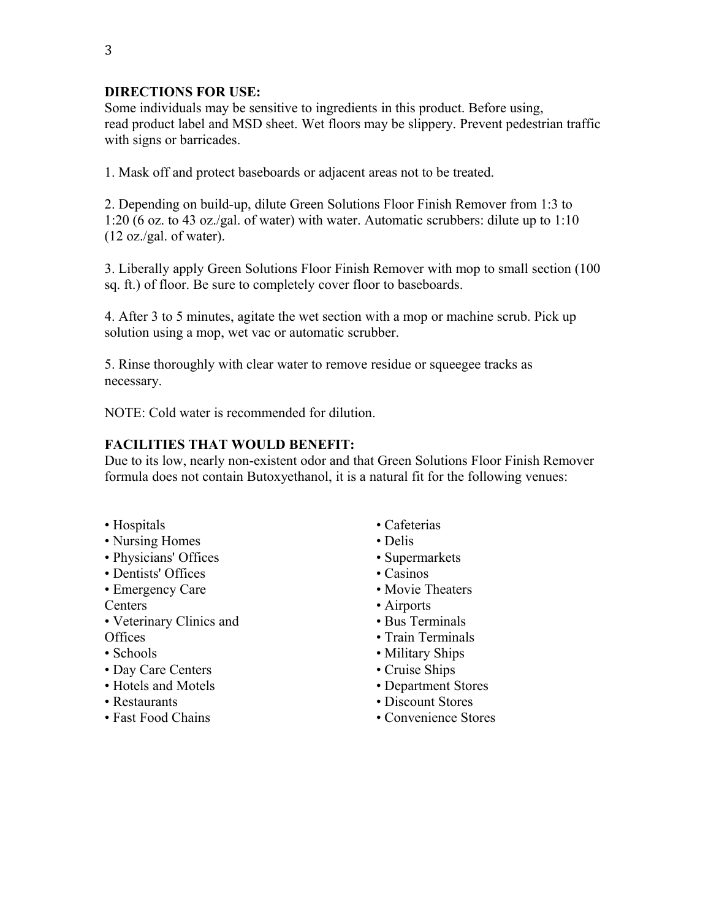**DIRECTIONS FOR USE:**

Some individuals may be sensitive to ingredients in this product. Before using, read product label and MSD sheet. Wet floors may be slippery. Prevent pedestrian traffic with signs or barricades.

1. Mask off and protect baseboards or adjacent areas not to be treated.

2. Depending on build-up, dilute Green Solutions Floor Finish Remover from 1:3 to 1:20 (6 oz. to 43 oz./gal. of water) with water. Automatic scrubbers: dilute up to 1:10 (12 oz./gal. of water).

3. Liberally apply Green Solutions Floor Finish Remover with mop to small section (100 sq. ft.) of floor. Be sure to completely cover floor to baseboards.

4. After 3 to 5 minutes, agitate the wet section with a mop or machine scrub. Pick up solution using a mop, wet vac or automatic scrubber.

5. Rinse thoroughly with clear water to remove residue or squeegee tracks as necessary.

NOTE: Cold water is recommended for dilution.

**FACILITIES THAT WOULD BENEFIT:**

Due to its low, nearly non-existent odor and that Green Solutions Floor Finish Remover formula does not contain Butoxyethanol, it is a natural fit for the following venues:

- Hospitals
- Nursing Homes
- Physicians' Offices
- Dentists' Offices
- Emergency Care Centers
- Veterinary Clinics and Offices
- Schools
- Day Care Centers
- Hotels and Motels
- Restaurants
- Fast Food Chains
- Cafeterias
- Delis
- Supermarkets
- Casinos
- Movie Theaters
- Airports
- Bus Terminals
- Train Terminals
- Military Ships
- Cruise Ships
- Department Stores
- Discount Stores
- Convenience Stores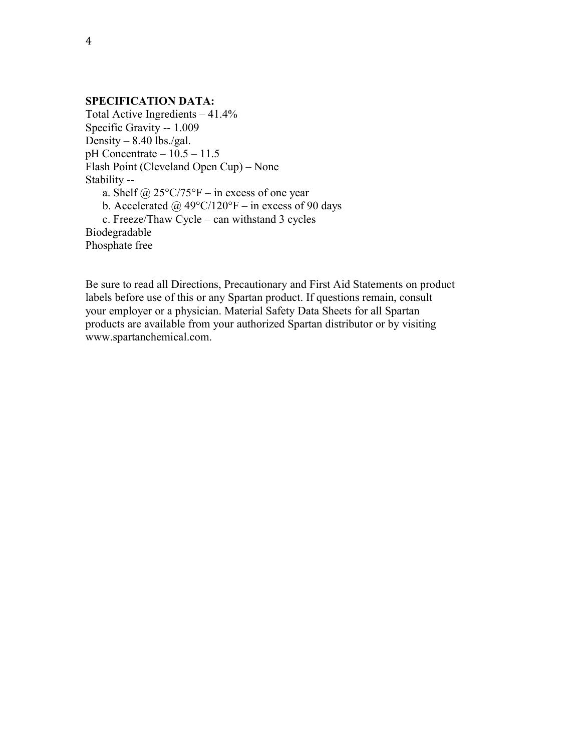**SPECIFICATION DATA:**

Total Active Ingredients – 41.4%
Specific Gravity -- 1.009
Density – 8.40 lbs./gal.
pH Concentrate – 10.5 – 11.5
Flash Point (Cleveland Open Cup) – None
Stability --

a. Shelf @ 25°C/75°F – in excess of one year
b. Accelerated @ 49°C/120°F – in excess of 90 days
c. Freeze/Thaw Cycle – can withstand 3 cycles

Biodegradable
Phosphate free

Be sure to read all Directions, Precautionary and First Aid Statements on product labels before use of this or any Spartan product. If questions remain, consult your employer or a physician. Material Safety Data Sheets for all Spartan products are available from your authorized Spartan distributor or by visiting www.spartanchemical.com.